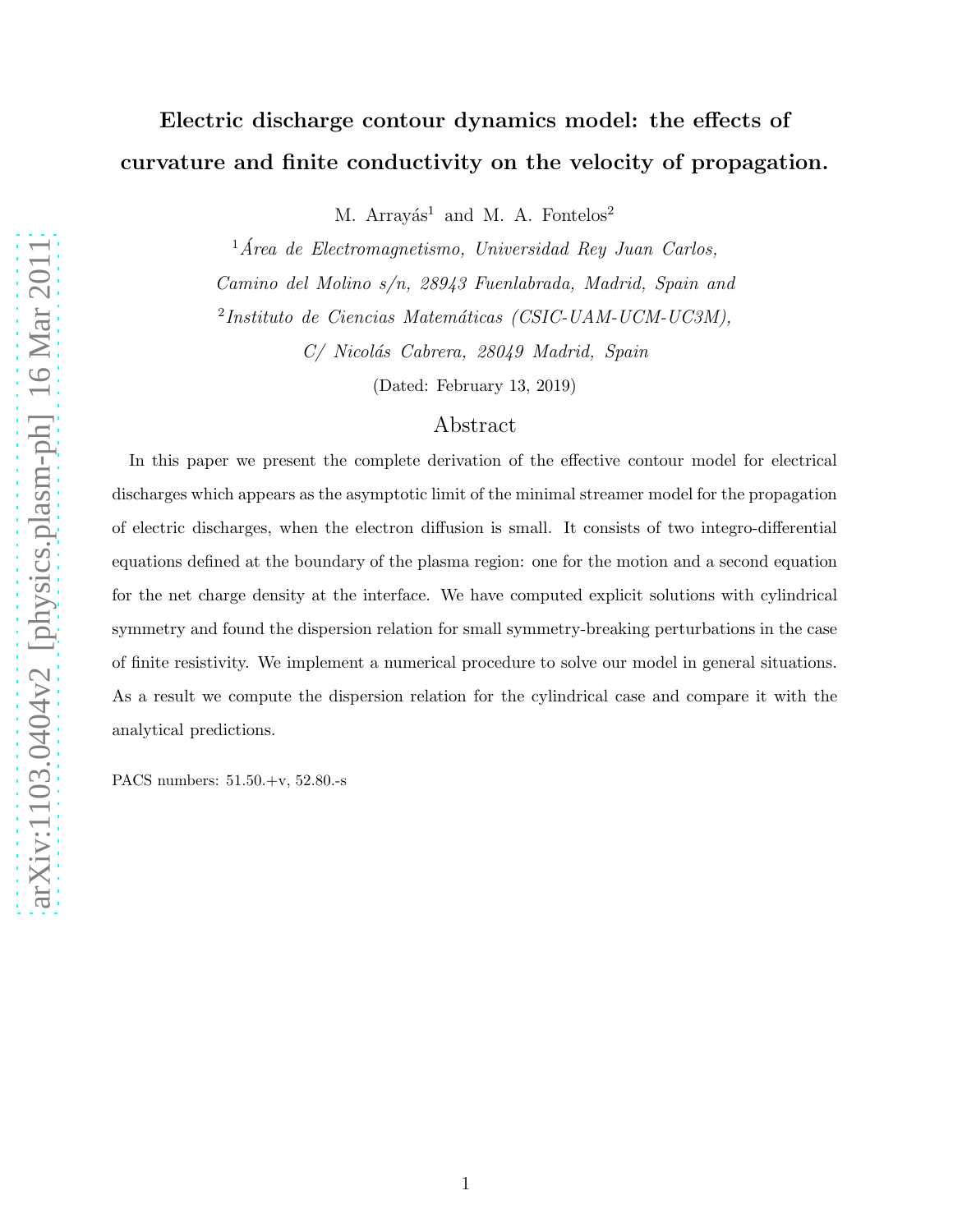# Electric discharge contour dynamics model: the effects of curvature and finite conductivity on the velocity of propagation.

M. Arrayás[1] and M. A. Fontelos[2]

[1] *Área de Electromagnetismo, Universidad Rey Juan Carlos, Camino del Molino s/n, 28943 Fuenlabrada, Madrid, Spain and*

[2] *Instituto de Ciencias Matemáticas (CSIC-UAM-UCM-UC3M), C/ Nicolás Cabrera, 28049 Madrid, Spain*

(Dated: February 13, 2019)

## Abstract

In this paper we present the complete derivation of the effective contour model for electrical discharges which appears as the asymptotic limit of the minimal streamer model for the propagation of electric discharges, when the electron diffusion is small. It consists of two integro-differential equations defined at the boundary of the plasma region: one for the motion and a second equation for the net charge density at the interface. We have computed explicit solutions with cylindrical symmetry and found the dispersion relation for small symmetry-breaking perturbations in the case of finite resistivity. We implement a numerical procedure to solve our model in general situations. As a result we compute the dispersion relation for the cylindrical case and compare it with the analytical predictions.

PACS numbers: 51.50.+v, 52.80.-s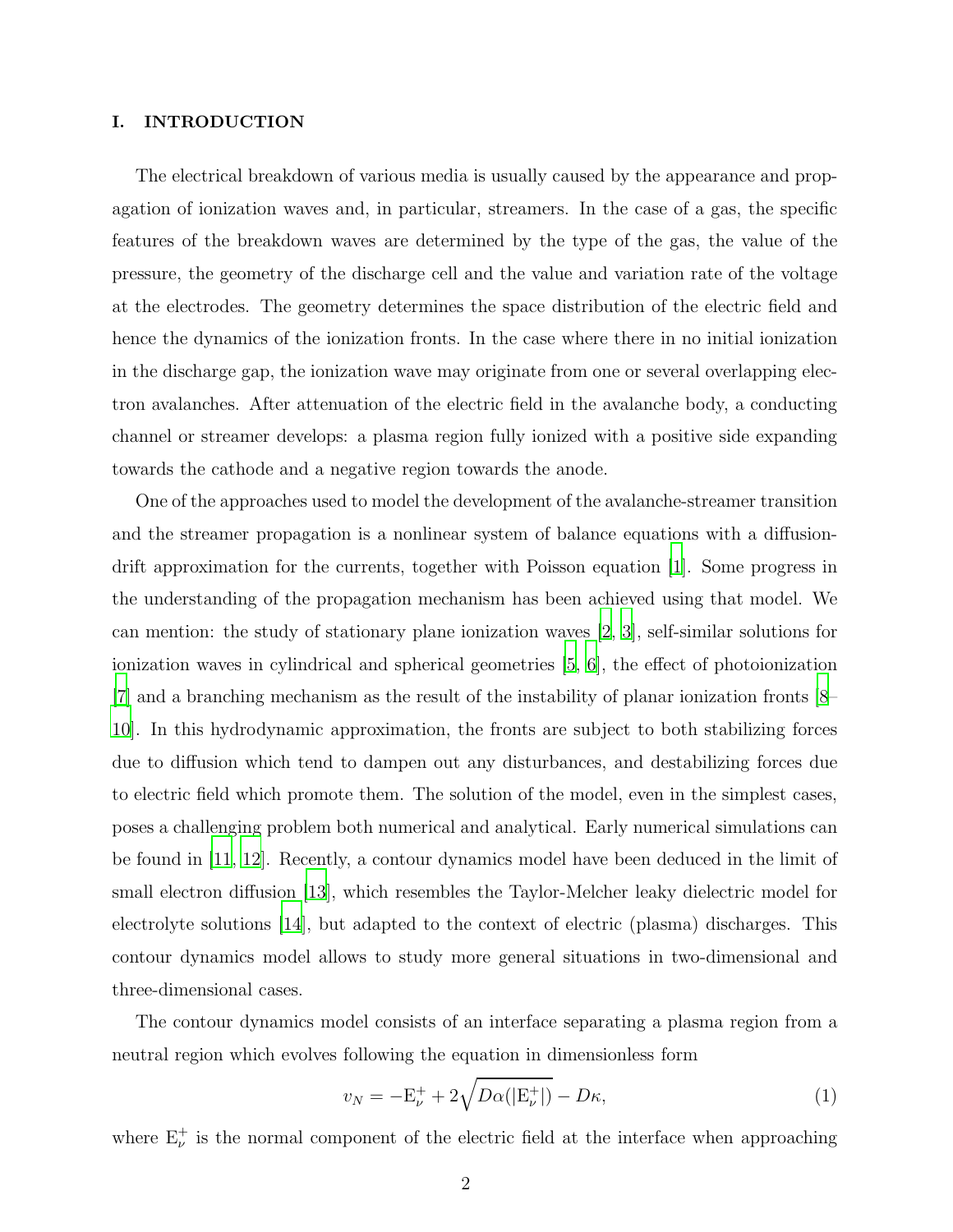## I. INTRODUCTION

The electrical breakdown of various media is usually caused by the appearance and propagation of ionization waves and, in particular, streamers. In the case of a gas, the specific features of the breakdown waves are determined by the type of the gas, the value of the pressure, the geometry of the discharge cell and the value and variation rate of the voltage at the electrodes. The geometry determines the space distribution of the electric field and hence the dynamics of the ionization fronts. In the case where there in no initial ionization in the discharge gap, the ionization wave may originate from one or several overlapping electron avalanches. After attenuation of the electric field in the avalanche body, a conducting channel or streamer develops: a plasma region fully ionized with a positive side expanding towards the cathode and a negative region towards the anode.

One of the approaches used to model the development of the avalanche-streamer transition and the streamer propagation is a nonlinear system of balance equations with a diffusion-drift approximation for the currents, together with Poisson equation [1]. Some progress in the understanding of the propagation mechanism has been achieved using that model. We can mention: the study of stationary plane ionization waves [2, 3], self-similar solutions for ionization waves in cylindrical and spherical geometries [5, 6], the effect of photoionization [7] and a branching mechanism as the result of the instability of planar ionization fronts [8–10]. In this hydrodynamic approximation, the fronts are subject to both stabilizing forces due to diffusion which tend to dampen out any disturbances, and destabilizing forces due to electric field which promote them. The solution of the model, even in the simplest cases, poses a challenging problem both numerical and analytical. Early numerical simulations can be found in [11, 12]. Recently, a contour dynamics model have been deduced in the limit of small electron diffusion [13], which resembles the Taylor-Melcher leaky dielectric model for electrolyte solutions [14], but adapted to the context of electric (plasma) discharges. This contour dynamics model allows to study more general situations in two-dimensional and three-dimensional cases.

The contour dynamics model consists of an interface separating a plasma region from a neutral region which evolves following the equation in dimensionless form

$$v_N = -\mathrm{E}_\nu^+ + 2\sqrt{D\alpha(|\mathrm{E}_\nu^+|)} - D\kappa, \tag{1}$$

where $\mathrm{E}_\nu^+$ is the normal component of the electric field at the interface when approaching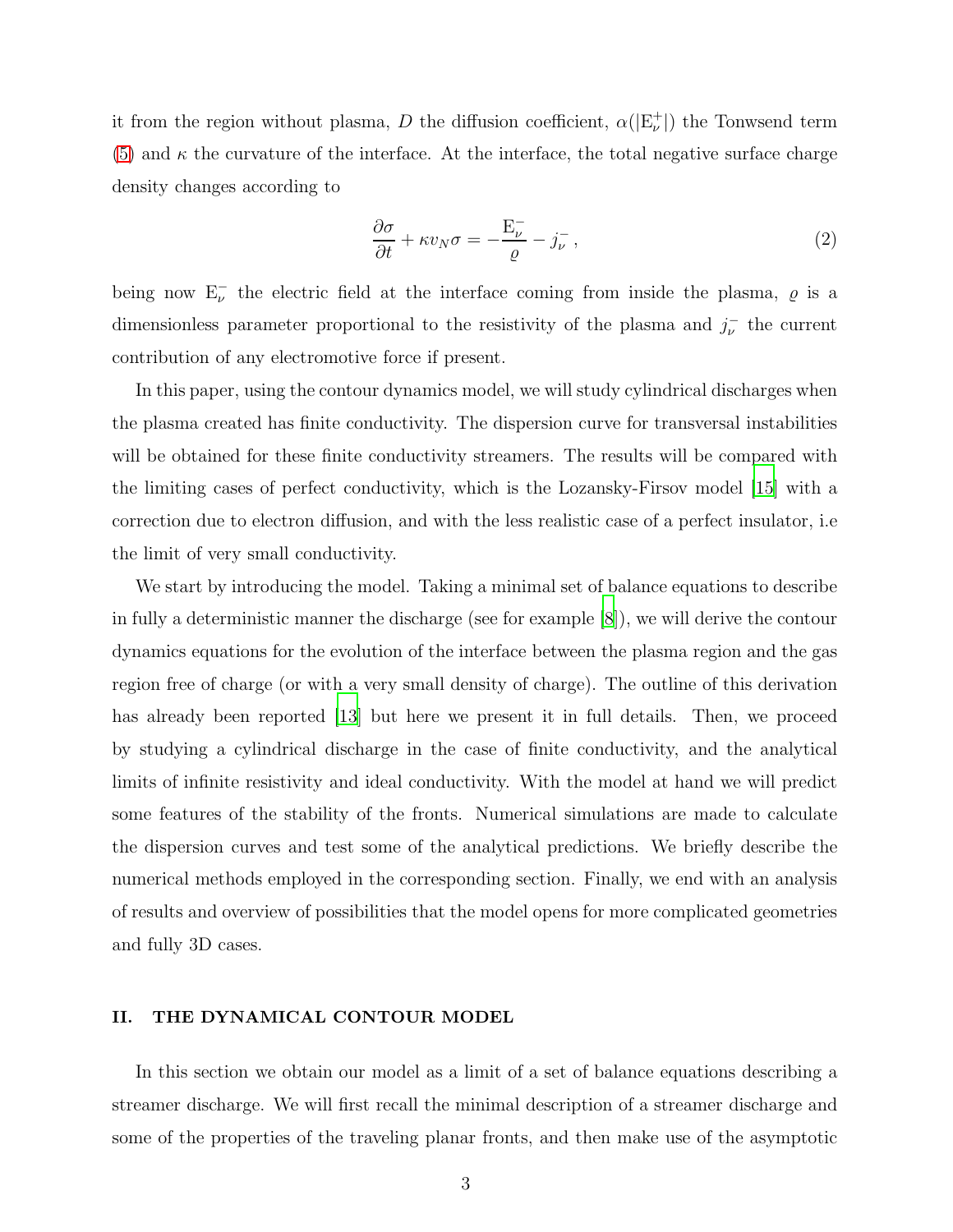it from the region without plasma, $D$ the diffusion coefficient, $\alpha(|\mathrm{E}_\nu^+|)$ the Tonwsend term (5) and $\kappa$ the curvature of the interface. At the interface, the total negative surface charge density changes according to

$$\frac{\partial \sigma}{\partial t} + \kappa v_N \sigma = -\frac{\mathrm{E}_\nu^-}{\varrho} - j_\nu^- \, , \tag{2}$$

being now $\mathrm{E}_\nu^-$ the electric field at the interface coming from inside the plasma, $\varrho$ is a dimensionless parameter proportional to the resistivity of the plasma and $j_\nu^-$ the current contribution of any electromotive force if present.

In this paper, using the contour dynamics model, we will study cylindrical discharges when the plasma created has finite conductivity. The dispersion curve for transversal instabilities will be obtained for these finite conductivity streamers. The results will be compared with the limiting cases of perfect conductivity, which is the Lozansky-Firsov model [15] with a correction due to electron diffusion, and with the less realistic case of a perfect insulator, i.e the limit of very small conductivity.

We start by introducing the model. Taking a minimal set of balance equations to describe in fully a deterministic manner the discharge (see for example [8]), we will derive the contour dynamics equations for the evolution of the interface between the plasma region and the gas region free of charge (or with a very small density of charge). The outline of this derivation has already been reported [13] but here we present it in full details. Then, we proceed by studying a cylindrical discharge in the case of finite conductivity, and the analytical limits of infinite resistivity and ideal conductivity. With the model at hand we will predict some features of the stability of the fronts. Numerical simulations are made to calculate the dispersion curves and test some of the analytical predictions. We briefly describe the numerical methods employed in the corresponding section. Finally, we end with an analysis of results and overview of possibilities that the model opens for more complicated geometries and fully 3D cases.

## II. THE DYNAMICAL CONTOUR MODEL

In this section we obtain our model as a limit of a set of balance equations describing a streamer discharge. We will first recall the minimal description of a streamer discharge and some of the properties of the traveling planar fronts, and then make use of the asymptotic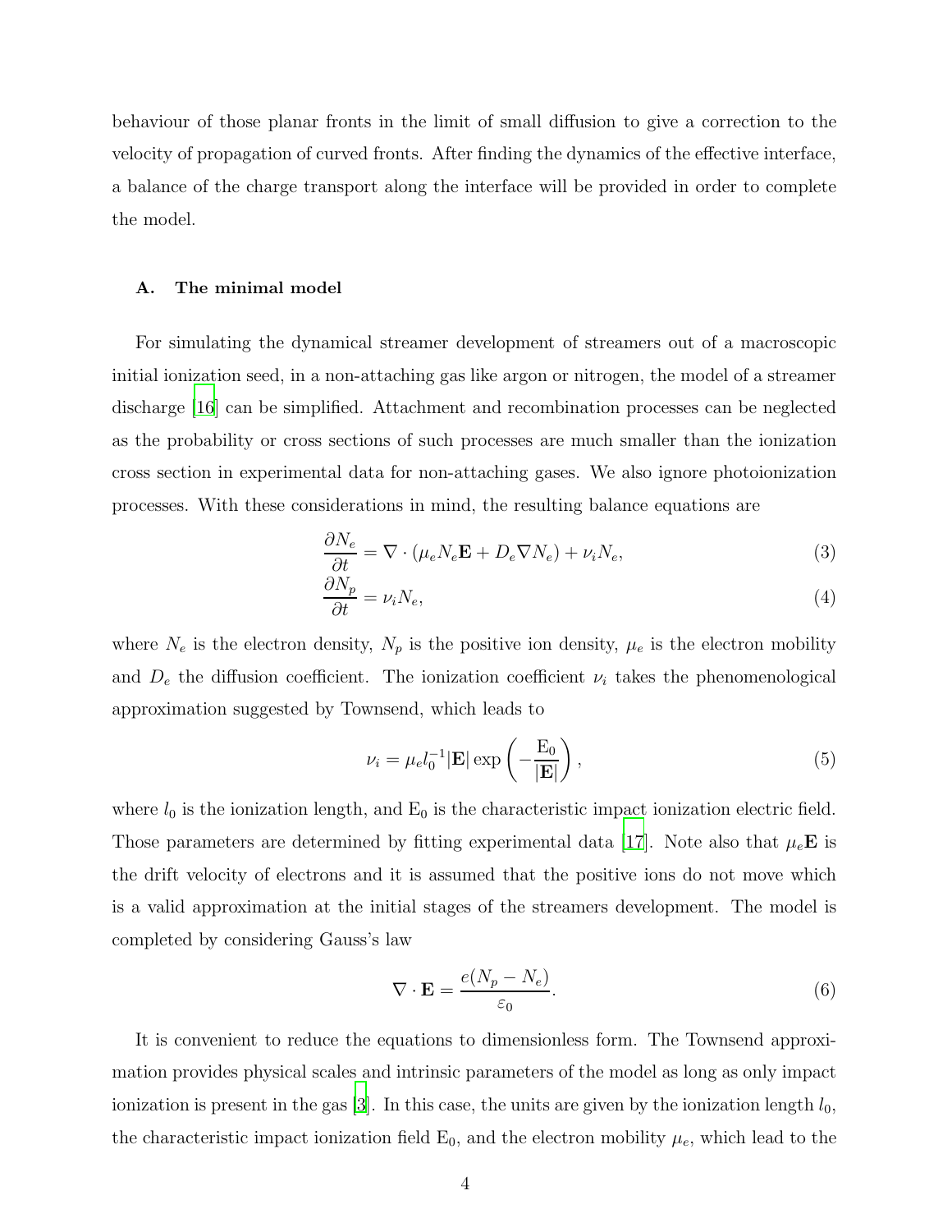behaviour of those planar fronts in the limit of small diffusion to give a correction to the velocity of propagation of curved fronts. After finding the dynamics of the effective interface, a balance of the charge transport along the interface will be provided in order to complete the model.

### A. The minimal model

For simulating the dynamical streamer development of streamers out of a macroscopic initial ionization seed, in a non-attaching gas like argon or nitrogen, the model of a streamer discharge [16] can be simplified. Attachment and recombination processes can be neglected as the probability or cross sections of such processes are much smaller than the ionization cross section in experimental data for non-attaching gases. We also ignore photoionization processes. With these considerations in mind, the resulting balance equations are

$$\frac{\partial N_e}{\partial t} = \nabla \cdot (\mu_e N_e \mathbf{E} + D_e \nabla N_e) + \nu_i N_e, \tag{3}$$

$$\frac{\partial N_p}{\partial t} = \nu_i N_e, \tag{4}$$

where $N_e$ is the electron density, $N_p$ is the positive ion density, $\mu_e$ is the electron mobility and $D_e$ the diffusion coefficient. The ionization coefficient $\nu_i$ takes the phenomenological approximation suggested by Townsend, which leads to

$$\nu_i = \mu_e l_0^{-1} |\mathbf{E}| \exp\left(-\frac{\mathrm{E}_0}{|\mathbf{E}|}\right), \tag{5}$$

where $l_0$ is the ionization length, and $\mathrm{E}_0$ is the characteristic impact ionization electric field. Those parameters are determined by fitting experimental data [17]. Note also that $\mu_e \mathbf{E}$ is the drift velocity of electrons and it is assumed that the positive ions do not move which is a valid approximation at the initial stages of the streamers development. The model is completed by considering Gauss's law

$$\nabla \cdot \mathbf{E} = \frac{e(N_p - N_e)}{\varepsilon_0}. \tag{6}$$

It is convenient to reduce the equations to dimensionless form. The Townsend approximation provides physical scales and intrinsic parameters of the model as long as only impact ionization is present in the gas [3]. In this case, the units are given by the ionization length $l_0$, the characteristic impact ionization field $\mathrm{E}_0$, and the electron mobility $\mu_e$, which lead to the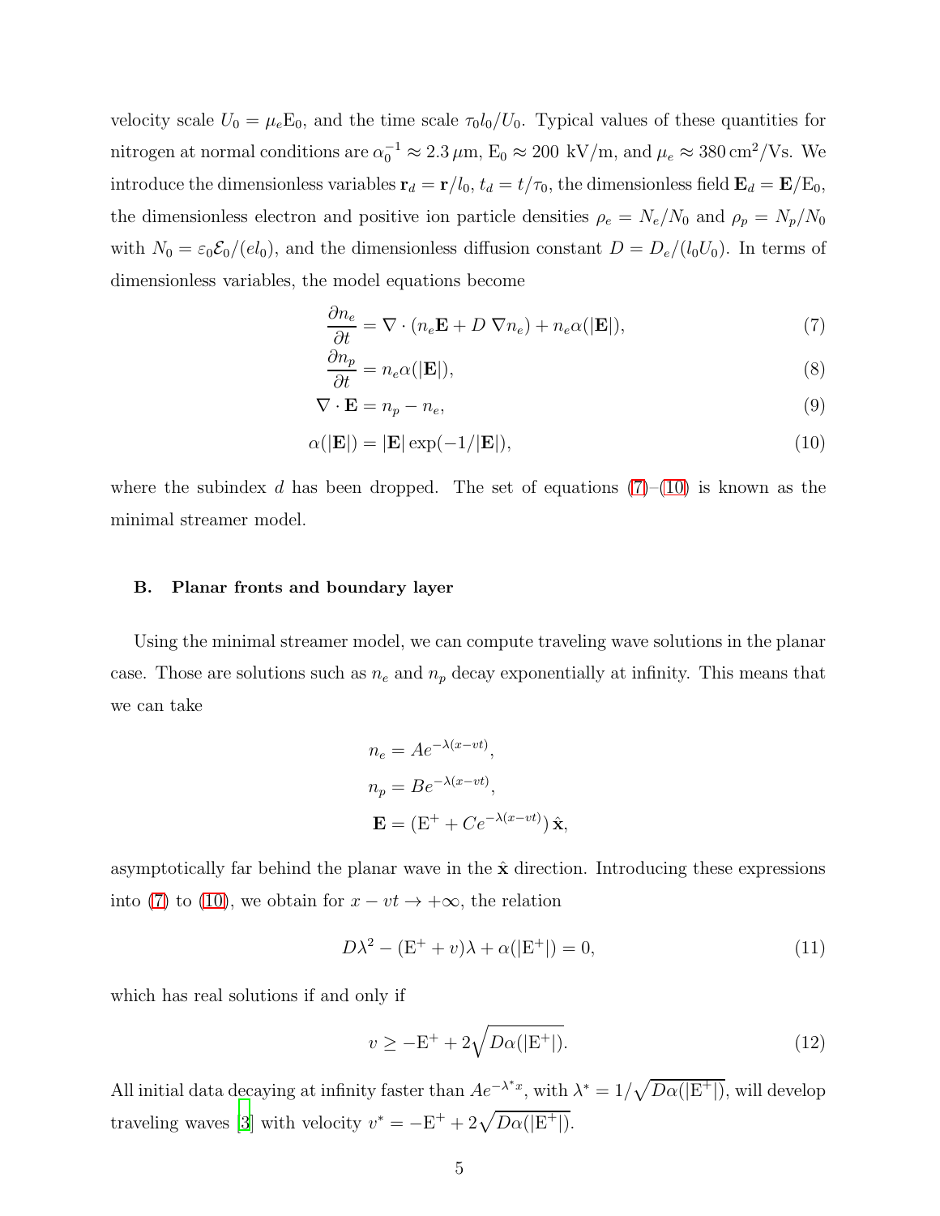velocity scale $U_0 = \mu_e \mathrm{E}_0$, and the time scale $\tau_0 l_0/U_0$. Typical values of these quantities for nitrogen at normal conditions are $\alpha_0^{-1} \approx 2.3\,\mu$m, $\mathrm{E}_0 \approx 200$ kV/m, and $\mu_e \approx 380\,\mathrm{cm}^2/\mathrm{Vs}$. We introduce the dimensionless variables $\mathbf{r}_d = \mathbf{r}/l_0$, $t_d = t/\tau_0$, the dimensionless field $\mathbf{E}_d = \mathbf{E}/\mathrm{E}_0$, the dimensionless electron and positive ion particle densities $\rho_e = N_e/N_0$ and $\rho_p = N_p/N_0$ with $N_0 = \varepsilon_0 \mathcal{E}_0/(e l_0)$, and the dimensionless diffusion constant $D = D_e/(l_0 U_0)$. In terms of dimensionless variables, the model equations become

$$\frac{\partial n_e}{\partial t} = \nabla \cdot (n_e \mathbf{E} + D\,\nabla n_e) + n_e \alpha(|\mathbf{E}|), \tag{7}$$

$$\frac{\partial n_p}{\partial t} = n_e \alpha(|\mathbf{E}|), \tag{8}$$

$$\nabla \cdot \mathbf{E} = n_p - n_e, \tag{9}$$

$$\alpha(|\mathbf{E}|) = |\mathbf{E}| \exp(-1/|\mathbf{E}|), \tag{10}$$

where the subindex $d$ has been dropped. The set of equations (7)–(10) is known as the minimal streamer model.

### B. Planar fronts and boundary layer

Using the minimal streamer model, we can compute traveling wave solutions in the planar case. Those are solutions such as $n_e$ and $n_p$ decay exponentially at infinity. This means that we can take

$$n_e = A e^{-\lambda(x-vt)},$$

$$n_p = B e^{-\lambda(x-vt)},$$

$$\mathbf{E} = (\mathrm{E}^+ + C e^{-\lambda(x-vt)})\,\hat{\mathbf{x}},$$

asymptotically far behind the planar wave in the $\hat{\mathbf{x}}$ direction. Introducing these expressions into (7) to (10), we obtain for $x - vt \to +\infty$, the relation

$$D\lambda^2 - (\mathrm{E}^+ + v)\lambda + \alpha(|\mathrm{E}^+|) = 0, \tag{11}$$

which has real solutions if and only if

$$v \geq -\mathrm{E}^+ + 2\sqrt{D\alpha(|\mathrm{E}^+|)}. \tag{12}$$

All initial data decaying at infinity faster than $Ae^{-\lambda^* x}$, with $\lambda^* = 1/\sqrt{D\alpha(|\mathrm{E}^+|)}$, will develop traveling waves [3] with velocity $v^* = -\mathrm{E}^+ + 2\sqrt{D\alpha(|\mathrm{E}^+|)}$.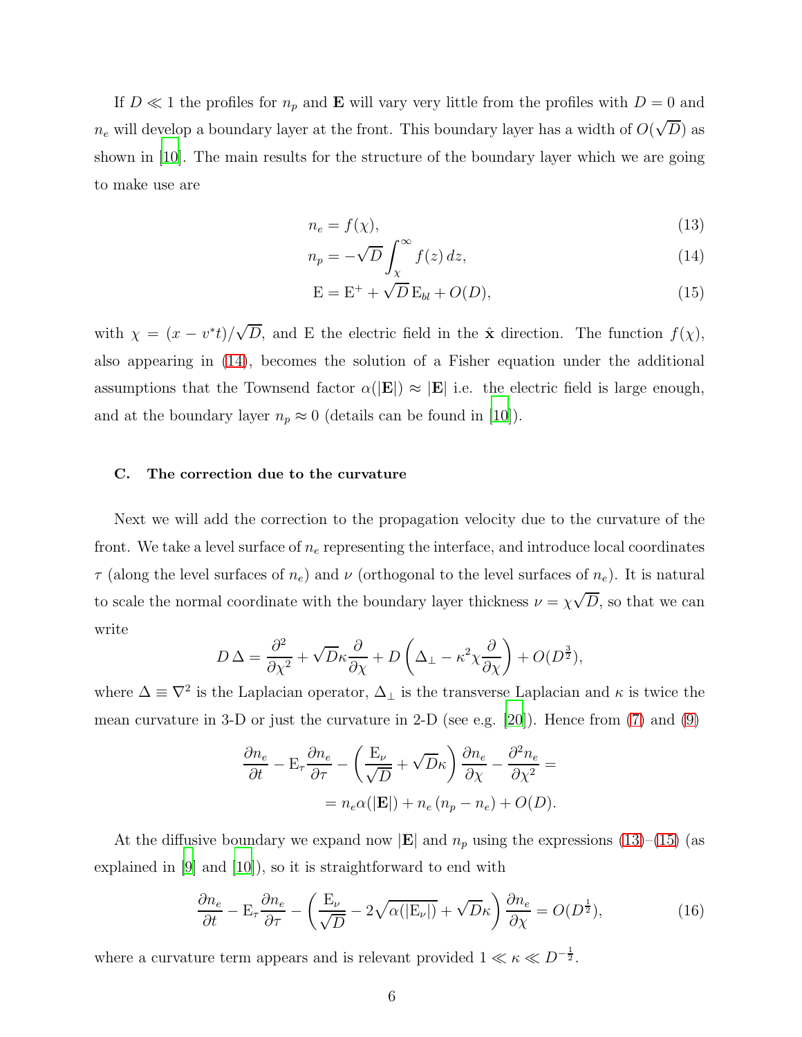If $D \ll 1$ the profiles for $n_p$ and $\mathbf{E}$ will vary very little from the profiles with $D = 0$ and $n_e$ will develop a boundary layer at the front. This boundary layer has a width of $O(\sqrt{D})$ as shown in [10]. The main results for the structure of the boundary layer which we are going to make use are

$$n_e = f(\chi), \tag{13}$$

$$n_p = -\sqrt{D}\int_{\chi}^{\infty} f(z)\, dz, \tag{14}$$

$$\mathrm{E} = \mathrm{E}^{+} + \sqrt{D}\,\mathrm{E}_{bl} + O(D), \tag{15}$$

with $\chi = (x - v^{*}t)/\sqrt{D}$, and E the electric field in the $\hat{\mathbf{x}}$ direction. The function $f(\chi)$, also appearing in (14), becomes the solution of a Fisher equation under the additional assumptions that the Townsend factor $\alpha(|\mathbf{E}|) \approx |\mathbf{E}|$ i.e. the electric field is large enough, and at the boundary layer $n_p \approx 0$ (details can be found in [10]).

### C. The correction due to the curvature

Next we will add the correction to the propagation velocity due to the curvature of the front. We take a level surface of $n_e$ representing the interface, and introduce local coordinates $\tau$ (along the level surfaces of $n_e$) and $\nu$ (orthogonal to the level surfaces of $n_e$). It is natural to scale the normal coordinate with the boundary layer thickness $\nu = \chi\sqrt{D}$, so that we can write

$$D\,\Delta = \frac{\partial^2}{\partial\chi^2} + \sqrt{D}\kappa\frac{\partial}{\partial\chi} + D\left(\Delta_{\perp} - \kappa^2\chi\frac{\partial}{\partial\chi}\right) + O(D^{\frac{3}{2}}),$$

where $\Delta \equiv \nabla^2$ is the Laplacian operator, $\Delta_{\perp}$ is the transverse Laplacian and $\kappa$ is twice the mean curvature in 3-D or just the curvature in 2-D (see e.g. [20]). Hence from (7) and (9)

$$\begin{aligned}\frac{\partial n_e}{\partial t} - \mathrm{E}_{\tau}\frac{\partial n_e}{\partial \tau} - \left(\frac{\mathrm{E}_{\nu}}{\sqrt{D}} + \sqrt{D}\kappa\right)\frac{\partial n_e}{\partial \chi} - \frac{\partial^2 n_e}{\partial \chi^2} = \\ = n_e\alpha(|\mathbf{E}|) + n_e\left(n_p - n_e\right) + O(D).\end{aligned}$$

At the diffusive boundary we expand now $|\mathbf{E}|$ and $n_p$ using the expressions (13)–(15) (as explained in [9] and [10]), so it is straightforward to end with

$$\frac{\partial n_e}{\partial t} - \mathrm{E}_{\tau}\frac{\partial n_e}{\partial \tau} - \left(\frac{\mathrm{E}_{\nu}}{\sqrt{D}} - 2\sqrt{\alpha(|\mathrm{E}_{\nu}|)} + \sqrt{D}\kappa\right)\frac{\partial n_e}{\partial \chi} = O(D^{\frac{1}{2}}), \tag{16}$$

where a curvature term appears and is relevant provided $1 \ll \kappa \ll D^{-\frac{1}{2}}$.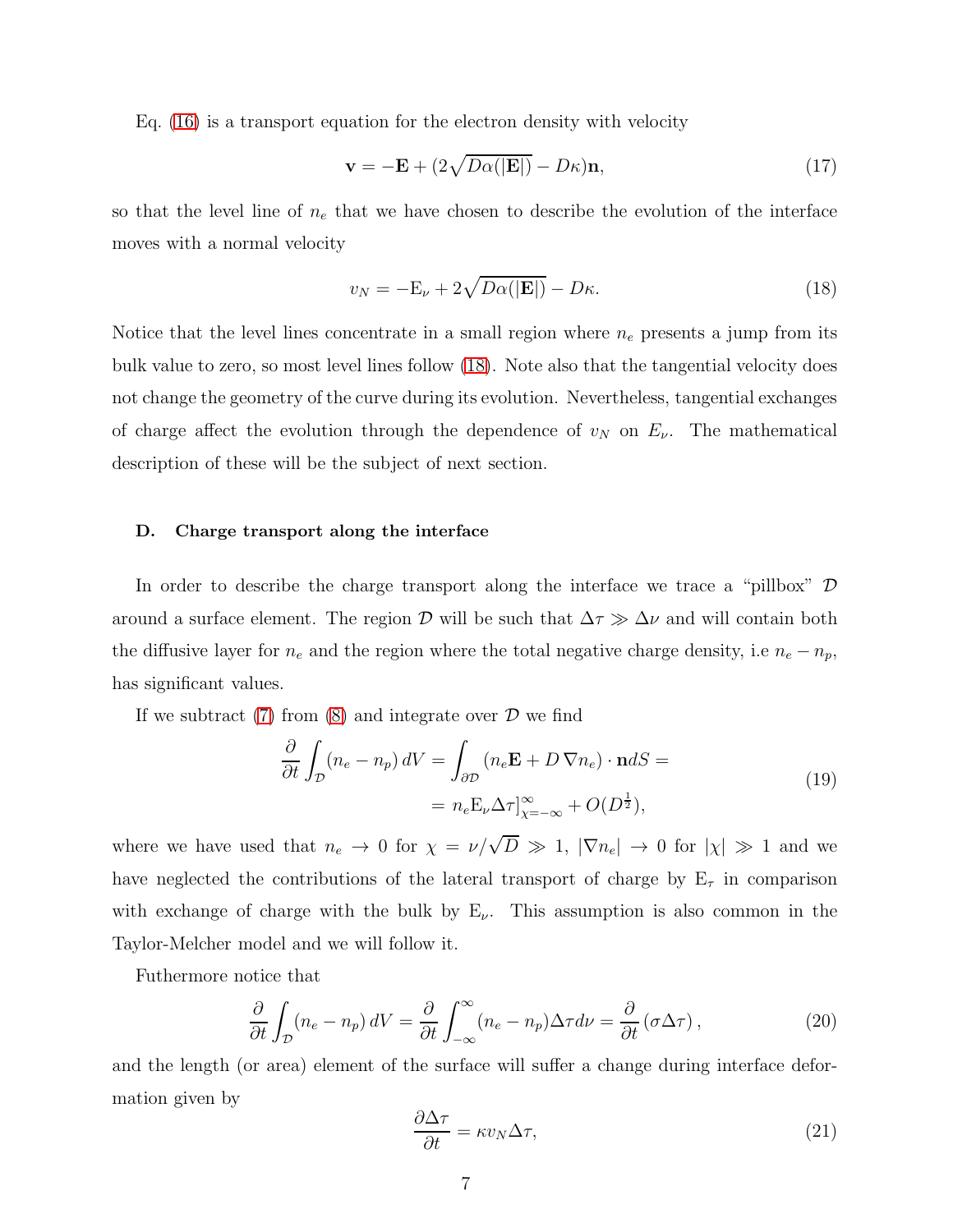Eq. (16) is a transport equation for the electron density with velocity

$$\mathbf{v} = -\mathbf{E} + (2\sqrt{D\alpha(|\mathbf{E}|)} - D\kappa)\mathbf{n}, \tag{17}$$

so that the level line of $n_e$ that we have chosen to describe the evolution of the interface moves with a normal velocity

$$v_N = -\mathrm{E}_\nu + 2\sqrt{D\alpha(|\mathbf{E}|)} - D\kappa. \tag{18}$$

Notice that the level lines concentrate in a small region where $n_e$ presents a jump from its bulk value to zero, so most level lines follow (18). Note also that the tangential velocity does not change the geometry of the curve during its evolution. Nevertheless, tangential exchanges of charge affect the evolution through the dependence of $v_N$ on $E_\nu$. The mathematical description of these will be the subject of next section.

### D. Charge transport along the interface

In order to describe the charge transport along the interface we trace a "pillbox" $\mathcal{D}$ around a surface element. The region $\mathcal{D}$ will be such that $\Delta\tau \gg \Delta\nu$ and will contain both the diffusive layer for $n_e$ and the region where the total negative charge density, i.e $n_e - n_p$, has significant values.

If we subtract (7) from (8) and integrate over $\mathcal{D}$ we find

$$\begin{aligned}\frac{\partial}{\partial t}\int_{\mathcal{D}} (n_e - n_p)\, dV &= \int_{\partial\mathcal{D}} (n_e\mathbf{E} + D\,\nabla n_e)\cdot \mathbf{n}dS = \\ &= n_e \mathrm{E}_\nu \Delta\tau\big]_{\chi=-\infty}^{\infty} + O(D^{\frac{1}{2}}),\end{aligned} \tag{19}$$

where we have used that $n_e \to 0$ for $\chi = \nu/\sqrt{D} \gg 1$, $|\nabla n_e| \to 0$ for $|\chi| \gg 1$ and we have neglected the contributions of the lateral transport of charge by $\mathrm{E}_\tau$ in comparison with exchange of charge with the bulk by $\mathrm{E}_\nu$. This assumption is also common in the Taylor-Melcher model and we will follow it.

Futhermore notice that

$$\frac{\partial}{\partial t}\int_{\mathcal{D}} (n_e - n_p)\, dV = \frac{\partial}{\partial t}\int_{-\infty}^{\infty} (n_e - n_p)\Delta\tau d\nu = \frac{\partial}{\partial t}\left(\sigma\Delta\tau\right), \tag{20}$$

and the length (or area) element of the surface will suffer a change during interface deformation given by

$$\frac{\partial \Delta\tau}{\partial t} = \kappa v_N \Delta\tau, \tag{21}$$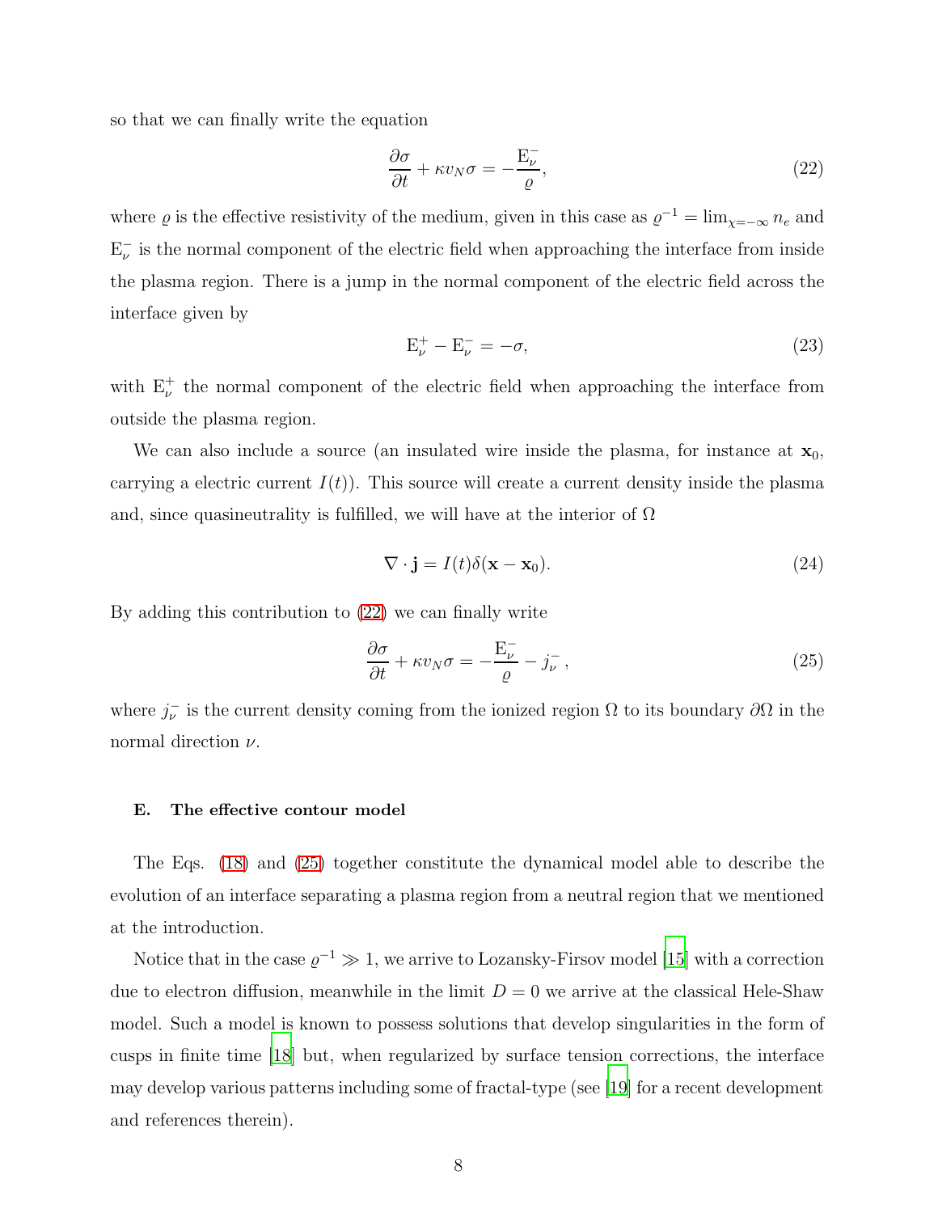so that we can finally write the equation

$$\frac{\partial \sigma}{\partial t} + \kappa v_N \sigma = -\frac{\mathrm{E}_\nu^-}{\varrho}, \tag{22}$$

where $\varrho$ is the effective resistivity of the medium, given in this case as $\varrho^{-1} = \lim_{\chi=-\infty} n_e$ and $\mathrm{E}_\nu^-$ is the normal component of the electric field when approaching the interface from inside the plasma region. There is a jump in the normal component of the electric field across the interface given by

$$\mathrm{E}_\nu^+ - \mathrm{E}_\nu^- = -\sigma, \tag{23}$$

with $\mathrm{E}_\nu^+$ the normal component of the electric field when approaching the interface from outside the plasma region.

We can also include a source (an insulated wire inside the plasma, for instance at $\mathbf{x}_0$, carrying a electric current $I(t)$). This source will create a current density inside the plasma and, since quasineutrality is fulfilled, we will have at the interior of $\Omega$

$$\nabla \cdot \mathbf{j} = I(t)\delta(\mathbf{x} - \mathbf{x}_0). \tag{24}$$

By adding this contribution to (22) we can finally write

$$\frac{\partial \sigma}{\partial t} + \kappa v_N \sigma = -\frac{\mathrm{E}_\nu^-}{\varrho} - j_\nu^-, \tag{25}$$

where $j_\nu^-$ is the current density coming from the ionized region $\Omega$ to its boundary $\partial\Omega$ in the normal direction $\nu$.

### E. The effective contour model

The Eqs. (18) and (25) together constitute the dynamical model able to describe the evolution of an interface separating a plasma region from a neutral region that we mentioned at the introduction.

Notice that in the case $\varrho^{-1} \gg 1$, we arrive to Lozansky-Firsov model [15] with a correction due to electron diffusion, meanwhile in the limit $D = 0$ we arrive at the classical Hele-Shaw model. Such a model is known to possess solutions that develop singularities in the form of cusps in finite time [18] but, when regularized by surface tension corrections, the interface may develop various patterns including some of fractal-type (see [19] for a recent development and references therein).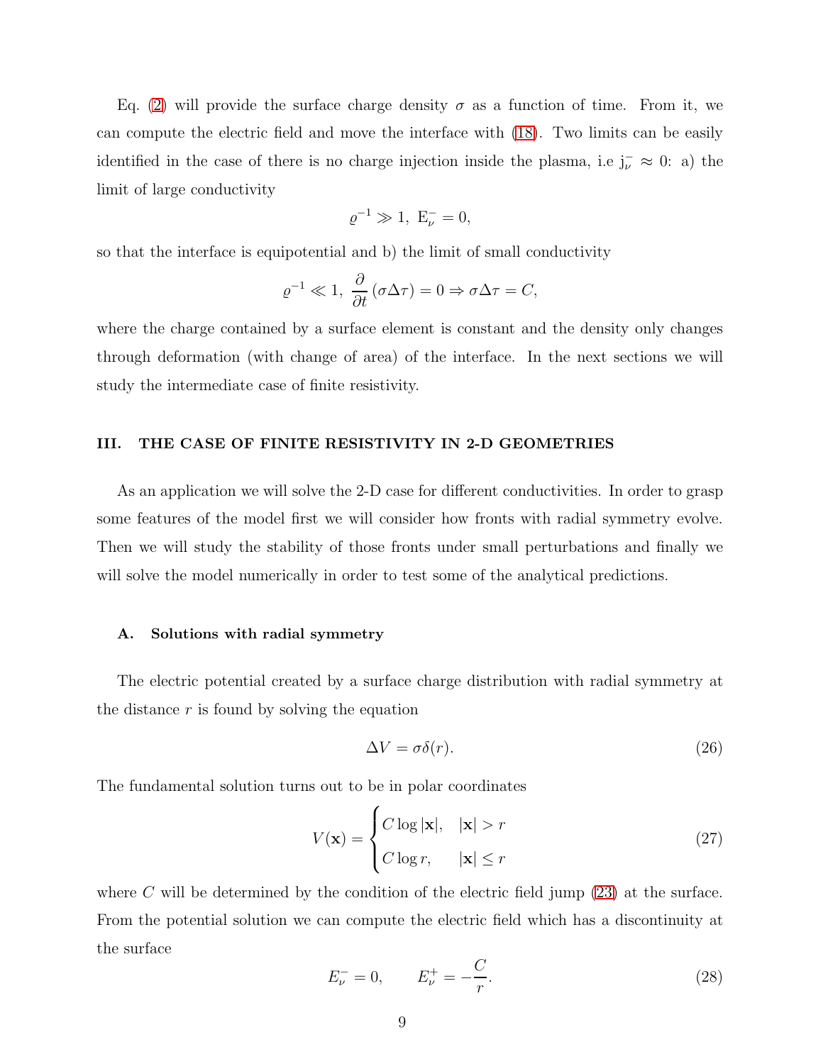Eq. (2) will provide the surface charge density $\sigma$ as a function of time. From it, we can compute the electric field and move the interface with (18). Two limits can be easily identified in the case of there is no charge injection inside the plasma, i.e $\mathrm{j}_\nu^- \approx 0$: a) the limit of large conductivity

$$\varrho^{-1} \gg 1, \ \mathrm{E}_\nu^- = 0,$$

so that the interface is equipotential and b) the limit of small conductivity

$$\varrho^{-1} \ll 1, \ \frac{\partial}{\partial t}\left(\sigma \Delta \tau\right) = 0 \Rightarrow \sigma \Delta \tau = C,$$

where the charge contained by a surface element is constant and the density only changes through deformation (with change of area) of the interface. In the next sections we will study the intermediate case of finite resistivity.

## III. THE CASE OF FINITE RESISTIVITY IN 2-D GEOMETRIES

As an application we will solve the 2-D case for different conductivities. In order to grasp some features of the model first we will consider how fronts with radial symmetry evolve. Then we will study the stability of those fronts under small perturbations and finally we will solve the model numerically in order to test some of the analytical predictions.

### A. Solutions with radial symmetry

The electric potential created by a surface charge distribution with radial symmetry at the distance $r$ is found by solving the equation

$$\Delta V = \sigma \delta(r). \tag{26}$$

The fundamental solution turns out to be in polar coordinates

$$V(\mathbf{x}) = \begin{cases} C \log |\mathbf{x}|, & |\mathbf{x}| > r \\ C \log r, & |\mathbf{x}| \leq r \end{cases} \tag{27}$$

where $C$ will be determined by the condition of the electric field jump (23) at the surface. From the potential solution we can compute the electric field which has a discontinuity at the surface

$$E_\nu^- = 0, \qquad E_\nu^+ = -\frac{C}{r}. \tag{28}$$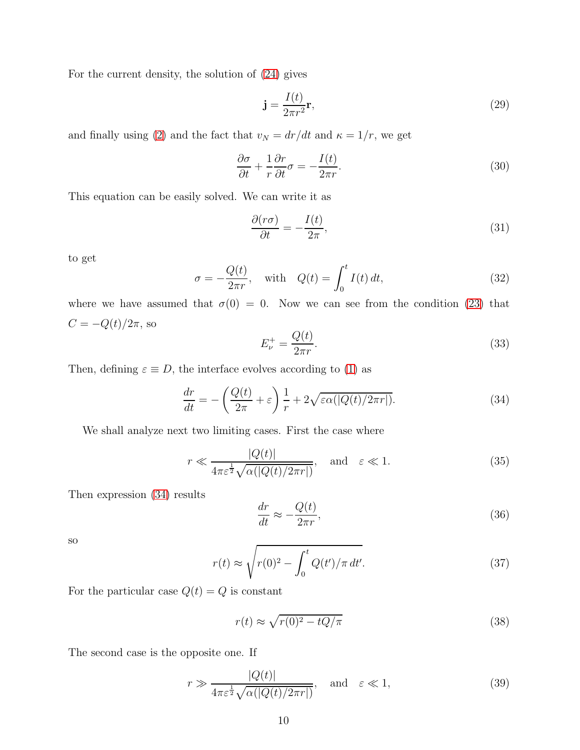For the current density, the solution of (24) gives

$$\mathbf{j} = \frac{I(t)}{2\pi r^2}\mathbf{r}, \tag{29}$$

and finally using (2) and the fact that $v_N = dr/dt$ and $\kappa = 1/r$, we get

$$\frac{\partial \sigma}{\partial t} + \frac{1}{r}\frac{\partial r}{\partial t}\sigma = -\frac{I(t)}{2\pi r}. \tag{30}$$

This equation can be easily solved. We can write it as

$$\frac{\partial (r\sigma)}{\partial t} = -\frac{I(t)}{2\pi}, \tag{31}$$

to get

$$\sigma = -\frac{Q(t)}{2\pi r}, \quad \text{with} \quad Q(t) = \int_0^t I(t)\,dt, \tag{32}$$

where we have assumed that $\sigma(0) = 0$. Now we can see from the condition (23) that $C = -Q(t)/2\pi$, so

$$E_\nu^+ = \frac{Q(t)}{2\pi r}. \tag{33}$$

Then, defining $\varepsilon \equiv D$, the interface evolves according to (1) as

$$\frac{dr}{dt} = -\left(\frac{Q(t)}{2\pi} + \varepsilon\right)\frac{1}{r} + 2\sqrt{\varepsilon\alpha(|Q(t)/2\pi r|)}. \tag{34}$$

We shall analyze next two limiting cases. First the case where

$$r \ll \frac{|Q(t)|}{4\pi\varepsilon^{\frac{1}{2}}\sqrt{\alpha(|Q(t)/2\pi r|)}}, \quad \text{and} \quad \varepsilon \ll 1. \tag{35}$$

Then expression (34) results

$$\frac{dr}{dt} \approx -\frac{Q(t)}{2\pi r}, \tag{36}$$

so

$$r(t) \approx \sqrt{r(0)^2 - \int_0^t Q(t')/\pi\,dt'}. \tag{37}$$

For the particular case $Q(t) = Q$ is constant

$$r(t) \approx \sqrt{r(0)^2 - tQ/\pi} \tag{38}$$

The second case is the opposite one. If

$$r \gg \frac{|Q(t)|}{4\pi\varepsilon^{\frac{1}{2}}\sqrt{\alpha(|Q(t)/2\pi r|)}}, \quad \text{and} \quad \varepsilon \ll 1, \tag{39}$$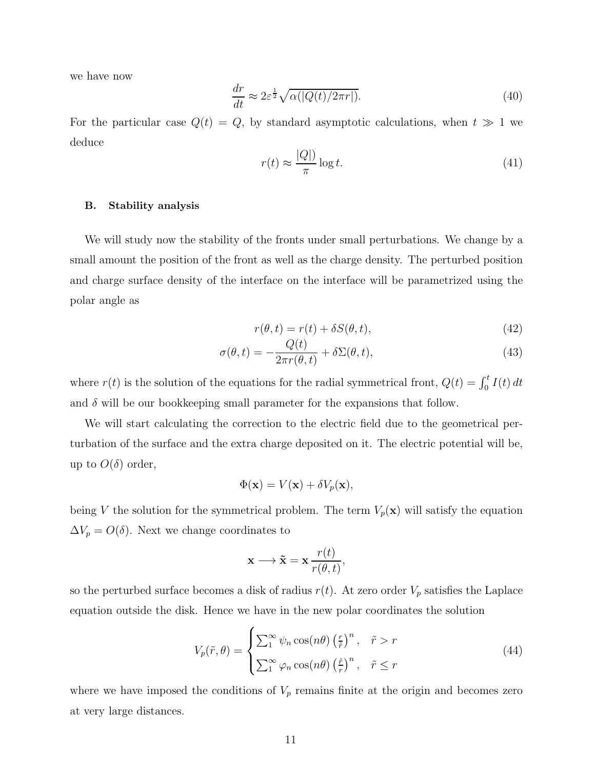we have now

$$\frac{dr}{dt} \approx 2\varepsilon^{\frac{1}{2}} \sqrt{\alpha(|Q(t)/2\pi r|)}. \tag{40}$$

For the particular case $Q(t) = Q$, by standard asymptotic calculations, when $t \gg 1$ we deduce

$$r(t) \approx \frac{|Q|)}{\pi} \log t. \tag{41}$$

### B. Stability analysis

We will study now the stability of the fronts under small perturbations. We change by a small amount the position of the front as well as the charge density. The perturbed position and charge surface density of the interface on the interface will be parametrized using the polar angle as

$$r(\theta, t) = r(t) + \delta S(\theta, t), \tag{42}$$

$$\sigma(\theta, t) = -\frac{Q(t)}{2\pi r(\theta, t)} + \delta \Sigma(\theta, t), \tag{43}$$

where $r(t)$ is the solution of the equations for the radial symmetrical front, $Q(t) = \int_0^t I(t)\, dt$ and $\delta$ will be our bookkeeping small parameter for the expansions that follow.

We will start calculating the correction to the electric field due to the geometrical perturbation of the surface and the extra charge deposited on it. The electric potential will be, up to $O(\delta)$ order,

$$\Phi(\mathbf{x}) = V(\mathbf{x}) + \delta V_p(\mathbf{x}),$$

being $V$ the solution for the symmetrical problem. The term $V_p(\mathbf{x})$ will satisfy the equation $\Delta V_p = O(\delta)$. Next we change coordinates to

$$\mathbf{x} \longrightarrow \tilde{\mathbf{x}} = \mathbf{x}\, \frac{r(t)}{r(\theta, t)},$$

so the perturbed surface becomes a disk of radius $r(t)$. At zero order $V_p$ satisfies the Laplace equation outside the disk. Hence we have in the new polar coordinates the solution

$$V_p(\tilde{r}, \theta) = \begin{cases} \sum_1^\infty \psi_n \cos(n\theta) \left(\frac{r}{\tilde{r}}\right)^n, & \tilde{r} > r \\ \sum_1^\infty \varphi_n \cos(n\theta) \left(\frac{\tilde{r}}{r}\right)^n, & \tilde{r} \leq r \end{cases} \tag{44}$$

where we have imposed the conditions of $V_p$ remains finite at the origin and becomes zero at very large distances.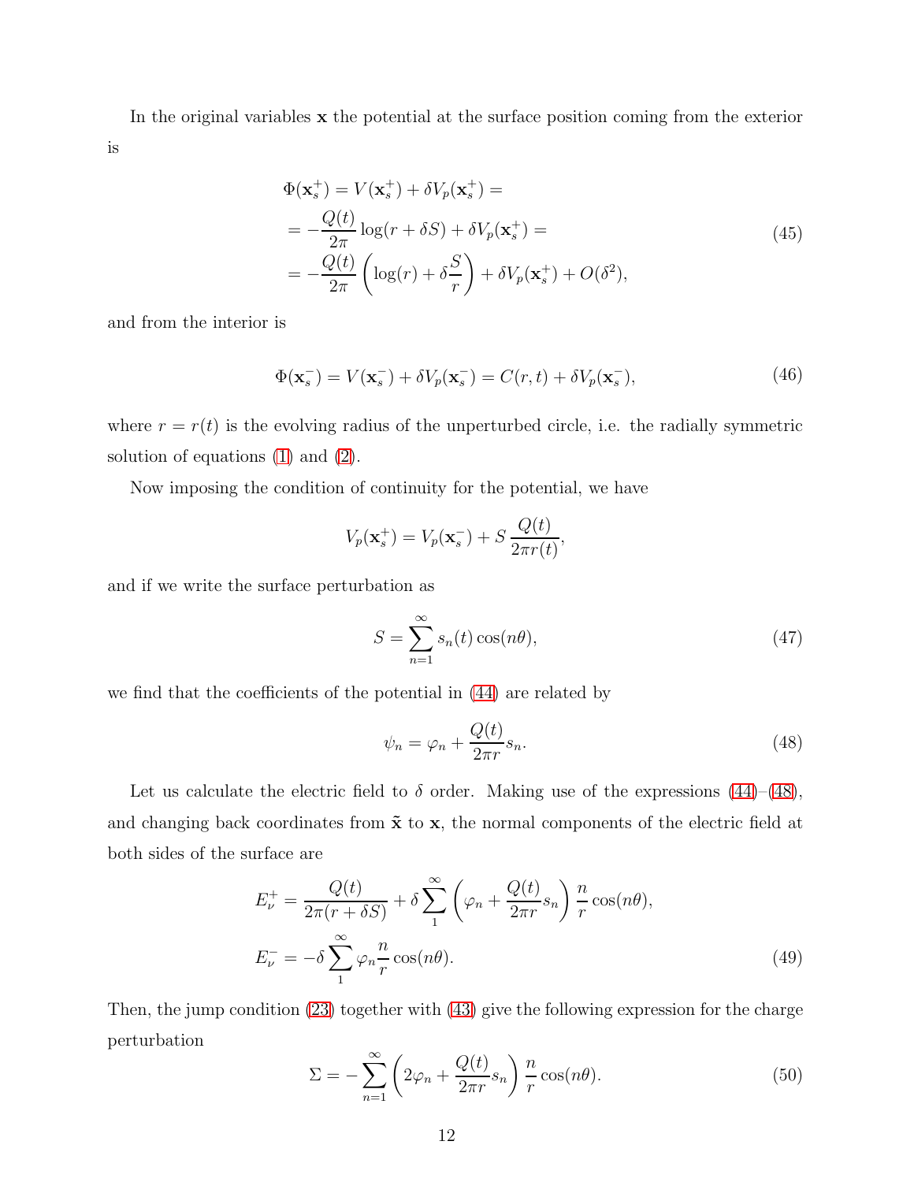In the original variables $\mathbf{x}$ the potential at the surface position coming from the exterior is

$$
\begin{aligned}
\Phi(\mathbf{x}_s^+) &= V(\mathbf{x}_s^+) + \delta V_p(\mathbf{x}_s^+) = \\
&= -\frac{Q(t)}{2\pi}\log(r+\delta S) + \delta V_p(\mathbf{x}_s^+) = \\
&= -\frac{Q(t)}{2\pi}\left(\log(r) + \delta\frac{S}{r}\right) + \delta V_p(\mathbf{x}_s^+) + O(\delta^2),
\end{aligned}
\tag{45}
$$

and from the interior is

$$
\Phi(\mathbf{x}_s^-) = V(\mathbf{x}_s^-) + \delta V_p(\mathbf{x}_s^-) = C(r,t) + \delta V_p(\mathbf{x}_s^-), \tag{46}
$$

where $r = r(t)$ is the evolving radius of the unperturbed circle, i.e. the radially symmetric solution of equations (1) and (2).

Now imposing the condition of continuity for the potential, we have

$$
V_p(\mathbf{x}_s^+) = V_p(\mathbf{x}_s^-) + S\,\frac{Q(t)}{2\pi r(t)},
$$

and if we write the surface perturbation as

$$
S = \sum_{n=1}^{\infty} s_n(t)\cos(n\theta), \tag{47}
$$

we find that the coefficients of the potential in (44) are related by

$$
\psi_n = \varphi_n + \frac{Q(t)}{2\pi r}s_n. \tag{48}
$$

Let us calculate the electric field to $\delta$ order. Making use of the expressions (44)–(48), and changing back coordinates from $\tilde{\mathbf{x}}$ to $\mathbf{x}$, the normal components of the electric field at both sides of the surface are

$$
\begin{aligned}
E_\nu^+ &= \frac{Q(t)}{2\pi(r+\delta S)} + \delta\sum_1^{\infty}\left(\varphi_n + \frac{Q(t)}{2\pi r}s_n\right)\frac{n}{r}\cos(n\theta), \\
E_\nu^- &= -\delta\sum_1^{\infty}\varphi_n\frac{n}{r}\cos(n\theta).
\end{aligned}
\tag{49}
$$

Then, the jump condition (23) together with (43) give the following expression for the charge perturbation

$$
\Sigma = -\sum_{n=1}^{\infty}\left(2\varphi_n + \frac{Q(t)}{2\pi r}s_n\right)\frac{n}{r}\cos(n\theta). \tag{50}
$$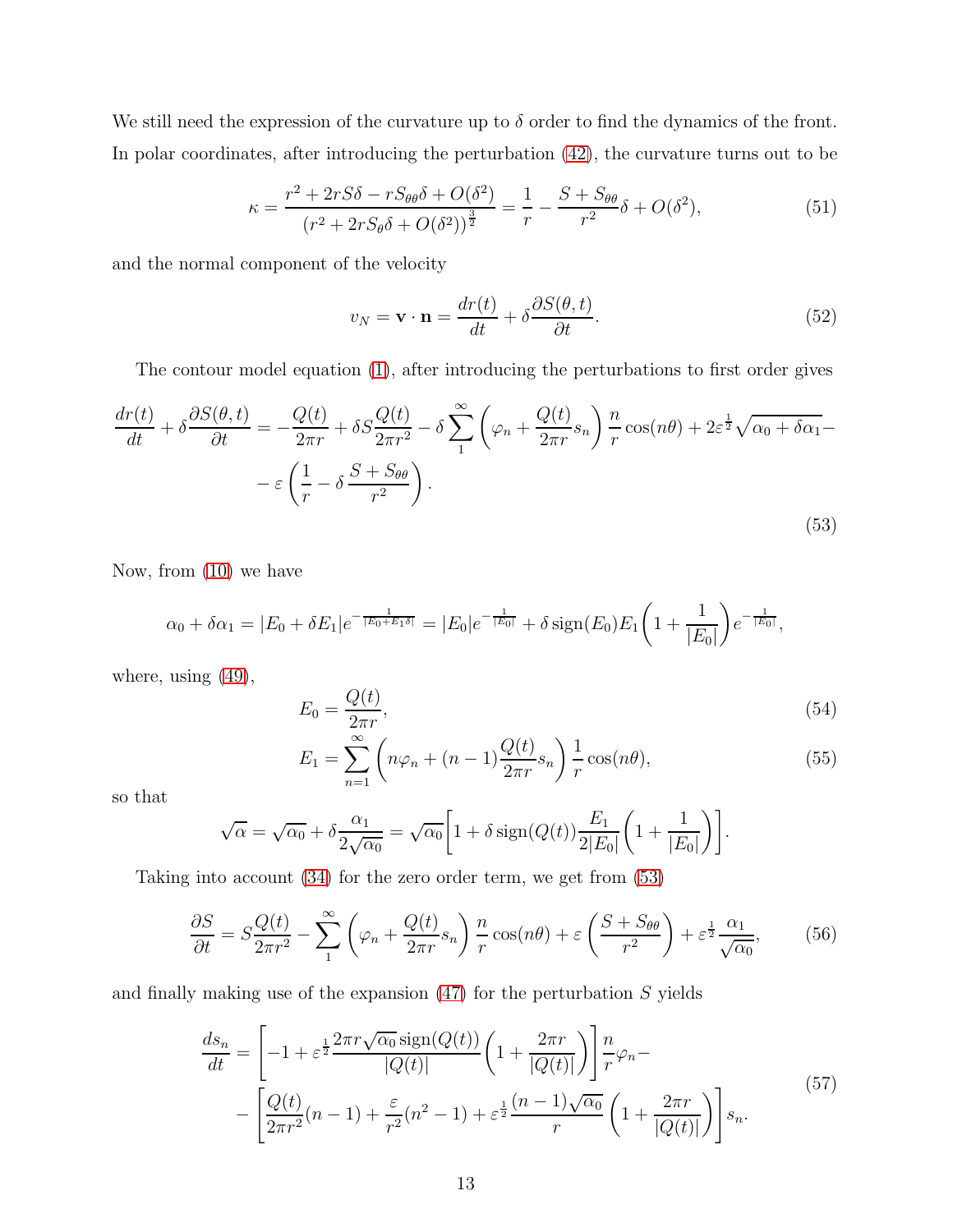We still need the expression of the curvature up to $\delta$ order to find the dynamics of the front. In polar coordinates, after introducing the perturbation (42), the curvature turns out to be

$$\kappa = \frac{r^2 + 2rS\delta - rS_{\theta\theta}\delta + O(\delta^2)}{(r^2 + 2rS_\theta\delta + O(\delta^2))^{\frac{3}{2}}} = \frac{1}{r} - \frac{S + S_{\theta\theta}}{r^2}\delta + O(\delta^2), \tag{51}$$

and the normal component of the velocity

$$v_N = \mathbf{v} \cdot \mathbf{n} = \frac{dr(t)}{dt} + \delta \frac{\partial S(\theta, t)}{\partial t}. \tag{52}$$

The contour model equation (1), after introducing the perturbations to first order gives

$$\begin{aligned} \frac{dr(t)}{dt} + \delta \frac{\partial S(\theta, t)}{\partial t} = -\frac{Q(t)}{2\pi r} + \delta S \frac{Q(t)}{2\pi r^2} - \delta \sum_1^\infty \left( \varphi_n + \frac{Q(t)}{2\pi r} s_n \right) \frac{n}{r} \cos(n\theta) + 2\varepsilon^{\frac{1}{2}} \sqrt{\alpha_0 + \delta\alpha_1} - \\ - \varepsilon \left( \frac{1}{r} - \delta \frac{S + S_{\theta\theta}}{r^2} \right). \end{aligned} \tag{53}$$

Now, from (10) we have

$$\alpha_0 + \delta\alpha_1 = |E_0 + \delta E_1| e^{-\frac{1}{|E_0 + E_1\delta|}} = |E_0| e^{-\frac{1}{|E_0|}} + \delta \,\mathrm{sign}(E_0) E_1 \left( 1 + \frac{1}{|E_0|} \right) e^{-\frac{1}{|E_0|}},$$

where, using (49),

$$E_0 = \frac{Q(t)}{2\pi r}, \tag{54}$$

$$E_1 = \sum_{n=1}^\infty \left( n\varphi_n + (n-1) \frac{Q(t)}{2\pi r} s_n \right) \frac{1}{r} \cos(n\theta), \tag{55}$$

so that

$$\sqrt{\alpha} = \sqrt{\alpha_0} + \delta \frac{\alpha_1}{2\sqrt{\alpha_0}} = \sqrt{\alpha_0} \left[ 1 + \delta \,\mathrm{sign}(Q(t)) \frac{E_1}{2|E_0|} \left( 1 + \frac{1}{|E_0|} \right) \right].$$

Taking into account (34) for the zero order term, we get from (53)

$$\frac{\partial S}{\partial t} = S \frac{Q(t)}{2\pi r^2} - \sum_1^\infty \left( \varphi_n + \frac{Q(t)}{2\pi r} s_n \right) \frac{n}{r} \cos(n\theta) + \varepsilon \left( \frac{S + S_{\theta\theta}}{r^2} \right) + \varepsilon^{\frac{1}{2}} \frac{\alpha_1}{\sqrt{\alpha_0}}, \tag{56}$$

and finally making use of the expansion (47) for the perturbation $S$ yields

$$\begin{aligned} \frac{ds_n}{dt} = \left[ -1 + \varepsilon^{\frac{1}{2}} \frac{2\pi r \sqrt{\alpha_0} \,\mathrm{sign}(Q(t))}{|Q(t)|} \left( 1 + \frac{2\pi r}{|Q(t)|} \right) \right] \frac{n}{r} \varphi_n - \\ - \left[ \frac{Q(t)}{2\pi r^2}(n-1) + \frac{\varepsilon}{r^2}(n^2 - 1) + \varepsilon^{\frac{1}{2}} \frac{(n-1)\sqrt{\alpha_0}}{r} \left( 1 + \frac{2\pi r}{|Q(t)|} \right) \right] s_n. \end{aligned} \tag{57}$$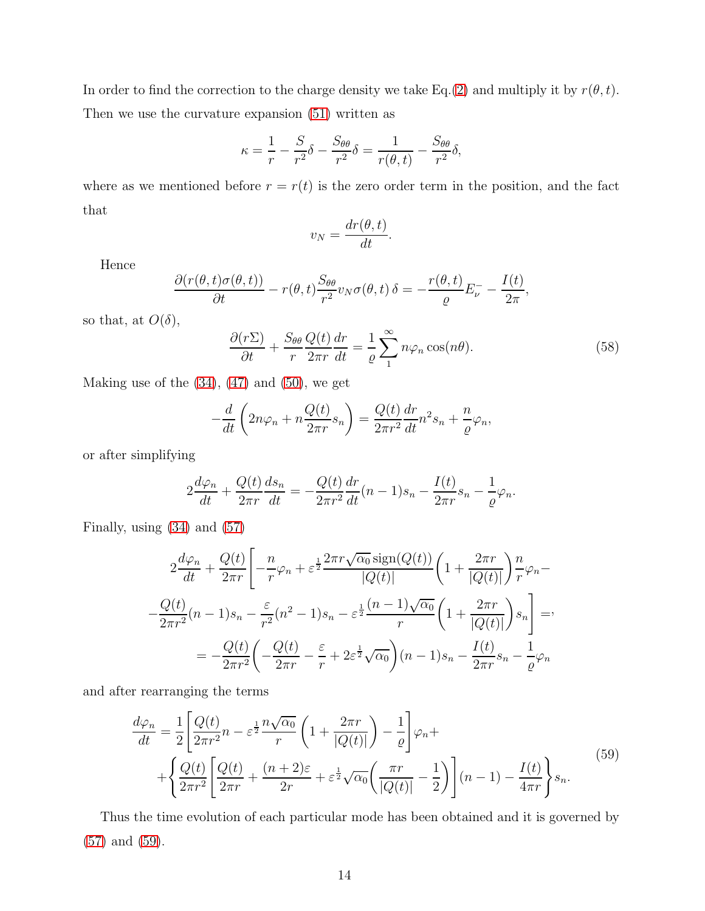In order to find the correction to the charge density we take Eq.(2) and multiply it by $r(\theta, t)$. Then we use the curvature expansion (51) written as

$$\kappa = \frac{1}{r} - \frac{S}{r^2}\delta - \frac{S_{\theta\theta}}{r^2}\delta = \frac{1}{r(\theta,t)} - \frac{S_{\theta\theta}}{r^2}\delta,$$

where as we mentioned before $r = r(t)$ is the zero order term in the position, and the fact that

$$v_N = \frac{dr(\theta,t)}{dt}.$$

Hence

$$\frac{\partial(r(\theta,t)\sigma(\theta,t))}{\partial t} - r(\theta,t)\frac{S_{\theta\theta}}{r^2}v_N\sigma(\theta,t)\,\delta = -\frac{r(\theta,t)}{\varrho}E_\nu^- - \frac{I(t)}{2\pi},$$

so that, at $O(\delta)$,

$$\frac{\partial(r\Sigma)}{\partial t} + \frac{S_{\theta\theta}}{r}\frac{Q(t)}{2\pi r}\frac{dr}{dt} = \frac{1}{\varrho}\sum_1^\infty n\varphi_n\cos(n\theta). \tag{58}$$

Making use of the (34), (47) and (50), we get

$$-\frac{d}{dt}\left(2n\varphi_n + n\frac{Q(t)}{2\pi r}s_n\right) = \frac{Q(t)}{2\pi r^2}\frac{dr}{dt}n^2 s_n + \frac{n}{\varrho}\varphi_n,$$

or after simplifying

$$2\frac{d\varphi_n}{dt} + \frac{Q(t)}{2\pi r}\frac{ds_n}{dt} = -\frac{Q(t)}{2\pi r^2}\frac{dr}{dt}(n-1)s_n - \frac{I(t)}{2\pi r}s_n - \frac{1}{\varrho}\varphi_n.$$

Finally, using (34) and (57)

$$\begin{aligned}
2\frac{d\varphi_n}{dt} + \frac{Q(t)}{2\pi r}\Bigg[-\frac{n}{r}\varphi_n + \varepsilon^{\frac{1}{2}}\frac{2\pi r\sqrt{\alpha_0}\,\mathrm{sign}(Q(t))}{|Q(t)|}\left(1 + \frac{2\pi r}{|Q(t)|}\right)\frac{n}{r}\varphi_n - \\
-\frac{Q(t)}{2\pi r^2}(n-1)s_n - \frac{\varepsilon}{r^2}(n^2-1)s_n - \varepsilon^{\frac{1}{2}}\frac{(n-1)\sqrt{\alpha_0}}{r}\left(1 + \frac{2\pi r}{|Q(t)|}\right)s_n\Bigg] =, \\
= -\frac{Q(t)}{2\pi r^2}\left(-\frac{Q(t)}{2\pi r} - \frac{\varepsilon}{r} + 2\varepsilon^{\frac{1}{2}}\sqrt{\alpha_0}\right)(n-1)s_n - \frac{I(t)}{2\pi r}s_n - \frac{1}{\varrho}\varphi_n
\end{aligned}$$

and after rearranging the terms

$$\begin{aligned}
\frac{d\varphi_n}{dt} &= \frac{1}{2}\left[\frac{Q(t)}{2\pi r^2}n - \varepsilon^{\frac{1}{2}}\frac{n\sqrt{\alpha_0}}{r}\left(1 + \frac{2\pi r}{|Q(t)|}\right) - \frac{1}{\varrho}\right]\varphi_n + \\
&+ \left\{\frac{Q(t)}{2\pi r^2}\left[\frac{Q(t)}{2\pi r} + \frac{(n+2)\varepsilon}{2r} + \varepsilon^{\frac{1}{2}}\sqrt{\alpha_0}\left(\frac{\pi r}{|Q(t)|} - \frac{1}{2}\right)\right](n-1) - \frac{I(t)}{4\pi r}\right\}s_n.
\end{aligned} \tag{59}$$

Thus the time evolution of each particular mode has been obtained and it is governed by (57) and (59).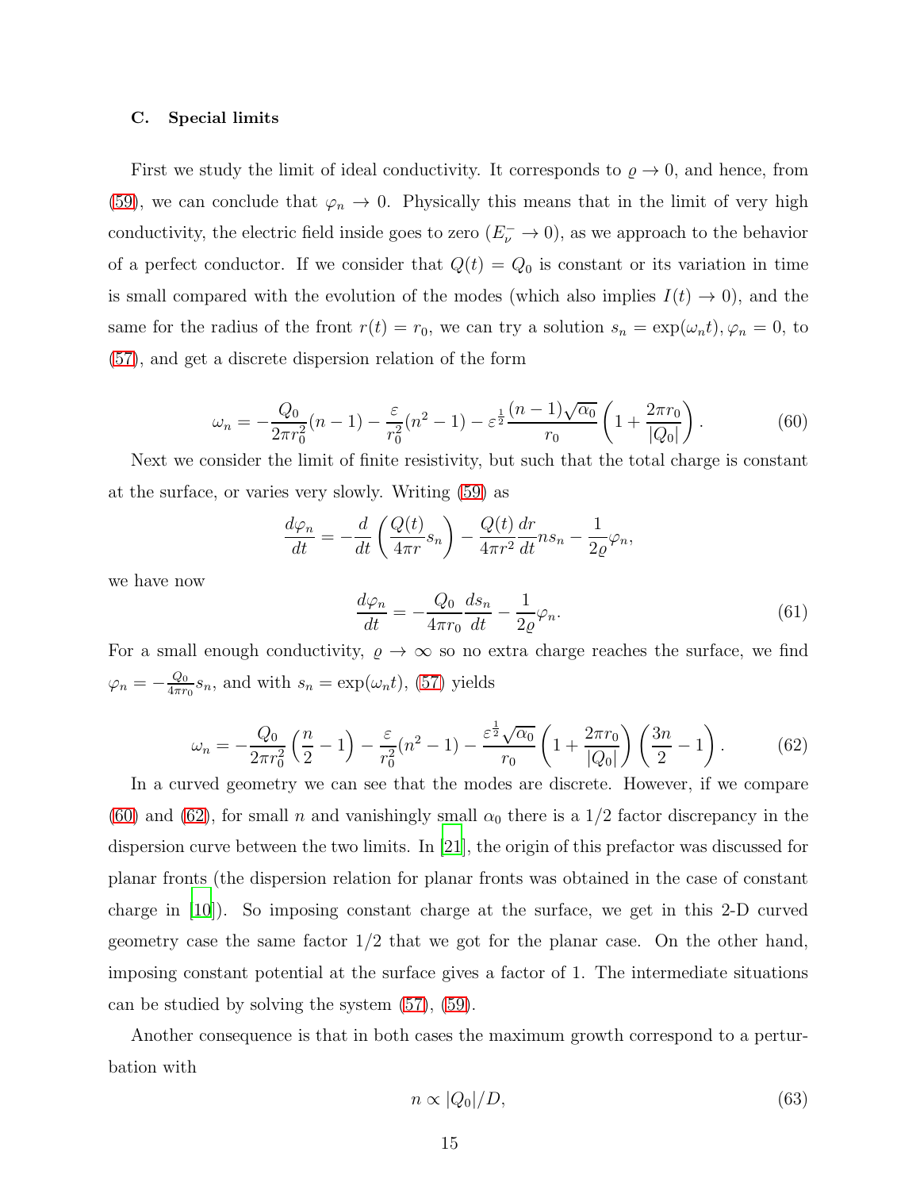### C. Special limits

First we study the limit of ideal conductivity. It corresponds to $\varrho \to 0$, and hence, from (59), we can conclude that $\varphi_n \to 0$. Physically this means that in the limit of very high conductivity, the electric field inside goes to zero ($E_\nu^- \to 0$), as we approach to the behavior of a perfect conductor. If we consider that $Q(t) = Q_0$ is constant or its variation in time is small compared with the evolution of the modes (which also implies $I(t) \to 0$), and the same for the radius of the front $r(t) = r_0$, we can try a solution $s_n = \exp(\omega_n t), \varphi_n = 0$, to (57), and get a discrete dispersion relation of the form

$$\omega_n = -\frac{Q_0}{2\pi r_0^2}(n-1) - \frac{\varepsilon}{r_0^2}(n^2-1) - \varepsilon^{\frac{1}{2}}\frac{(n-1)\sqrt{\alpha_0}}{r_0}\left(1 + \frac{2\pi r_0}{|Q_0|}\right). \tag{60}$$

Next we consider the limit of finite resistivity, but such that the total charge is constant at the surface, or varies very slowly. Writing (59) as

$$\frac{d\varphi_n}{dt} = -\frac{d}{dt}\left(\frac{Q(t)}{4\pi r}s_n\right) - \frac{Q(t)}{4\pi r^2}\frac{dr}{dt}ns_n - \frac{1}{2\varrho}\varphi_n,$$

we have now

$$\frac{d\varphi_n}{dt} = -\frac{Q_0}{4\pi r_0}\frac{ds_n}{dt} - \frac{1}{2\varrho}\varphi_n. \tag{61}$$

For a small enough conductivity, $\varrho \to \infty$ so no extra charge reaches the surface, we find $\varphi_n = -\frac{Q_0}{4\pi r_0}s_n$, and with $s_n = \exp(\omega_n t)$, (57) yields

$$\omega_n = -\frac{Q_0}{2\pi r_0^2}\left(\frac{n}{2} - 1\right) - \frac{\varepsilon}{r_0^2}(n^2-1) - \frac{\varepsilon^{\frac{1}{2}}\sqrt{\alpha_0}}{r_0}\left(1 + \frac{2\pi r_0}{|Q_0|}\right)\left(\frac{3n}{2} - 1\right). \tag{62}$$

In a curved geometry we can see that the modes are discrete. However, if we compare (60) and (62), for small $n$ and vanishingly small $\alpha_0$ there is a 1/2 factor discrepancy in the dispersion curve between the two limits. In [21], the origin of this prefactor was discussed for planar fronts (the dispersion relation for planar fronts was obtained in the case of constant charge in [10]). So imposing constant charge at the surface, we get in this 2-D curved geometry case the same factor 1/2 that we got for the planar case. On the other hand, imposing constant potential at the surface gives a factor of 1. The intermediate situations can be studied by solving the system (57), (59).

Another consequence is that in both cases the maximum growth correspond to a perturbation with

$$n \propto |Q_0|/D, \tag{63}$$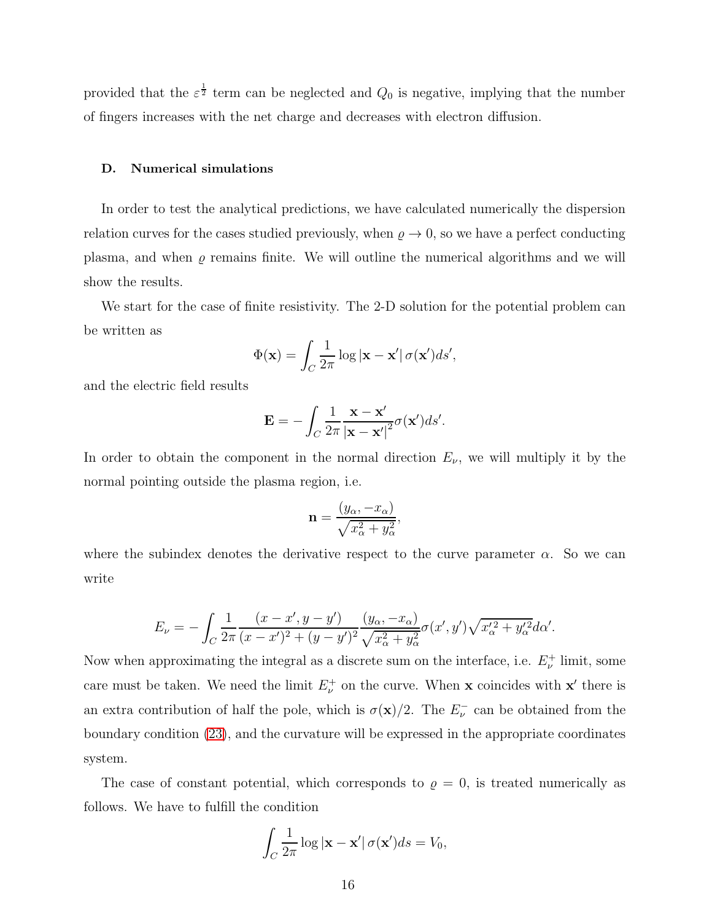provided that the $\varepsilon^{\frac{1}{2}}$ term can be neglected and $Q_0$ is negative, implying that the number of fingers increases with the net charge and decreases with electron diffusion.

### D. Numerical simulations

In order to test the analytical predictions, we have calculated numerically the dispersion relation curves for the cases studied previously, when $\varrho \to 0$, so we have a perfect conducting plasma, and when $\varrho$ remains finite. We will outline the numerical algorithms and we will show the results.

We start for the case of finite resistivity. The 2-D solution for the potential problem can be written as

$$\Phi(\mathbf{x}) = \int_C \frac{1}{2\pi} \log|\mathbf{x} - \mathbf{x}'|\, \sigma(\mathbf{x}') ds',$$

and the electric field results

$$\mathbf{E} = -\int_C \frac{1}{2\pi} \frac{\mathbf{x} - \mathbf{x}'}{|\mathbf{x} - \mathbf{x}'|^2} \sigma(\mathbf{x}') ds'.$$

In order to obtain the component in the normal direction $E_\nu$, we will multiply it by the normal pointing outside the plasma region, i.e.

$$\mathbf{n} = \frac{(y_\alpha, -x_\alpha)}{\sqrt{x_\alpha^2 + y_\alpha^2}},$$

where the subindex denotes the derivative respect to the curve parameter $\alpha$. So we can write

$$E_\nu = -\int_C \frac{1}{2\pi} \frac{(x - x', y - y')}{(x - x')^2 + (y - y')^2} \frac{(y_\alpha, -x_\alpha)}{\sqrt{x_\alpha^2 + y_\alpha^2}} \sigma(x', y') \sqrt{x_\alpha'^2 + y_\alpha'^2} d\alpha'.$$

Now when approximating the integral as a discrete sum on the interface, i.e. $E_\nu^+$ limit, some care must be taken. We need the limit $E_\nu^+$ on the curve. When $\mathbf{x}$ coincides with $\mathbf{x}'$ there is an extra contribution of half the pole, which is $\sigma(\mathbf{x})/2$. The $E_\nu^-$ can be obtained from the boundary condition (23), and the curvature will be expressed in the appropriate coordinates system.

The case of constant potential, which corresponds to $\varrho = 0$, is treated numerically as follows. We have to fulfill the condition

$$\int_C \frac{1}{2\pi} \log|\mathbf{x} - \mathbf{x}'|\, \sigma(\mathbf{x}') ds = V_0,$$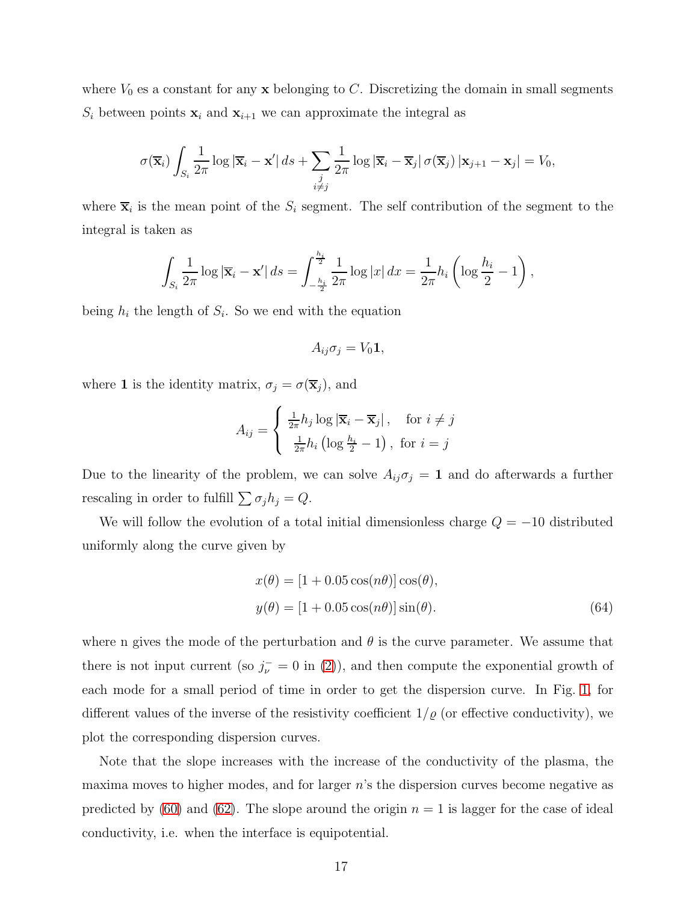where $V_0$ es a constant for any $\mathbf{x}$ belonging to $C$. Discretizing the domain in small segments $S_i$ between points $\mathbf{x}_i$ and $\mathbf{x}_{i+1}$ we can approximate the integral as

$$\sigma(\overline{\mathbf{x}}_i) \int_{S_i} \frac{1}{2\pi} \log |\overline{\mathbf{x}}_i - \mathbf{x}'| \, ds + \sum_{\substack{j \\ i \neq j}} \frac{1}{2\pi} \log |\overline{\mathbf{x}}_i - \overline{\mathbf{x}}_j| \, \sigma(\overline{\mathbf{x}}_j) \, |\mathbf{x}_{j+1} - \mathbf{x}_j| = V_0,$$

where $\overline{\mathbf{x}}_i$ is the mean point of the $S_i$ segment. The self contribution of the segment to the integral is taken as

$$\int_{S_i} \frac{1}{2\pi} \log |\overline{\mathbf{x}}_i - \mathbf{x}'| \, ds = \int_{-\frac{h_i}{2}}^{\frac{h_i}{2}} \frac{1}{2\pi} \log |x| \, dx = \frac{1}{2\pi} h_i \left( \log \frac{h_i}{2} - 1 \right),$$

being $h_i$ the length of $S_i$. So we end with the equation

$$A_{ij} \sigma_j = V_0 \mathbf{1},$$

where $\mathbf{1}$ is the identity matrix, $\sigma_j = \sigma(\overline{\mathbf{x}}_j)$, and

$$A_{ij} = \begin{cases} \frac{1}{2\pi} h_j \log |\overline{\mathbf{x}}_i - \overline{\mathbf{x}}_j| \,, & \text{for } i \neq j \\ \frac{1}{2\pi} h_i \left( \log \frac{h_i}{2} - 1 \right), & \text{for } i = j \end{cases}$$

Due to the linearity of the problem, we can solve $A_{ij}\sigma_j = \mathbf{1}$ and do afterwards a further rescaling in order to fulfill $\sum \sigma_j h_j = Q$.

We will follow the evolution of a total initial dimensionless charge $Q = -10$ distributed uniformly along the curve given by

$$\begin{aligned} x(\theta) &= [1 + 0.05 \cos(n\theta)] \cos(\theta), \\ y(\theta) &= [1 + 0.05 \cos(n\theta)] \sin(\theta). \end{aligned} \tag{64}$$

where n gives the mode of the perturbation and $\theta$ is the curve parameter. We assume that there is not input current (so $j_\nu^- = 0$ in (2)), and then compute the exponential growth of each mode for a small period of time in order to get the dispersion curve. In Fig. 1, for different values of the inverse of the resistivity coefficient $1/\varrho$ (or effective conductivity), we plot the corresponding dispersion curves.

Note that the slope increases with the increase of the conductivity of the plasma, the maxima moves to higher modes, and for larger $n$'s the dispersion curves become negative as predicted by (60) and (62). The slope around the origin $n = 1$ is lagger for the case of ideal conductivity, i.e. when the interface is equipotential.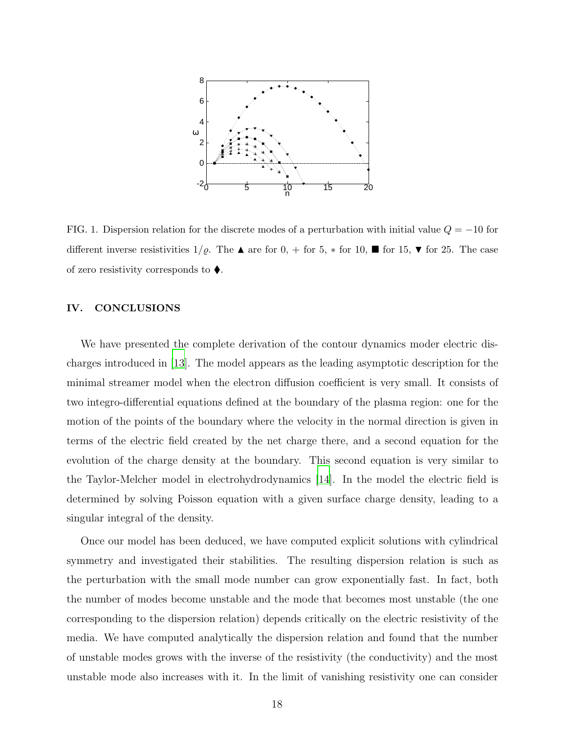FIG. 1. Dispersion relation for the discrete modes of a perturbation with initial value $Q = -10$ for different inverse resistivities $1/\varrho$. The ▲ are for 0, + for 5, ∗ for 10, ■ for 15, ▼ for 25. The case of zero resistivity corresponds to ⧫.

## IV. CONCLUSIONS

We have presented the complete derivation of the contour dynamics moder electric discharges introduced in [13]. The model appears as the leading asymptotic description for the minimal streamer model when the electron diffusion coefficient is very small. It consists of two integro-differential equations defined at the boundary of the plasma region: one for the motion of the points of the boundary where the velocity in the normal direction is given in terms of the electric field created by the net charge there, and a second equation for the evolution of the charge density at the boundary. This second equation is very similar to the Taylor-Melcher model in electrohydrodynamics [14]. In the model the electric field is determined by solving Poisson equation with a given surface charge density, leading to a singular integral of the density.

Once our model has been deduced, we have computed explicit solutions with cylindrical symmetry and investigated their stabilities. The resulting dispersion relation is such as the perturbation with the small mode number can grow exponentially fast. In fact, both the number of modes become unstable and the mode that becomes most unstable (the one corresponding to the dispersion relation) depends critically on the electric resistivity of the media. We have computed analytically the dispersion relation and found that the number of unstable modes grows with the inverse of the resistivity (the conductivity) and the most unstable mode also increases with it. In the limit of vanishing resistivity one can consider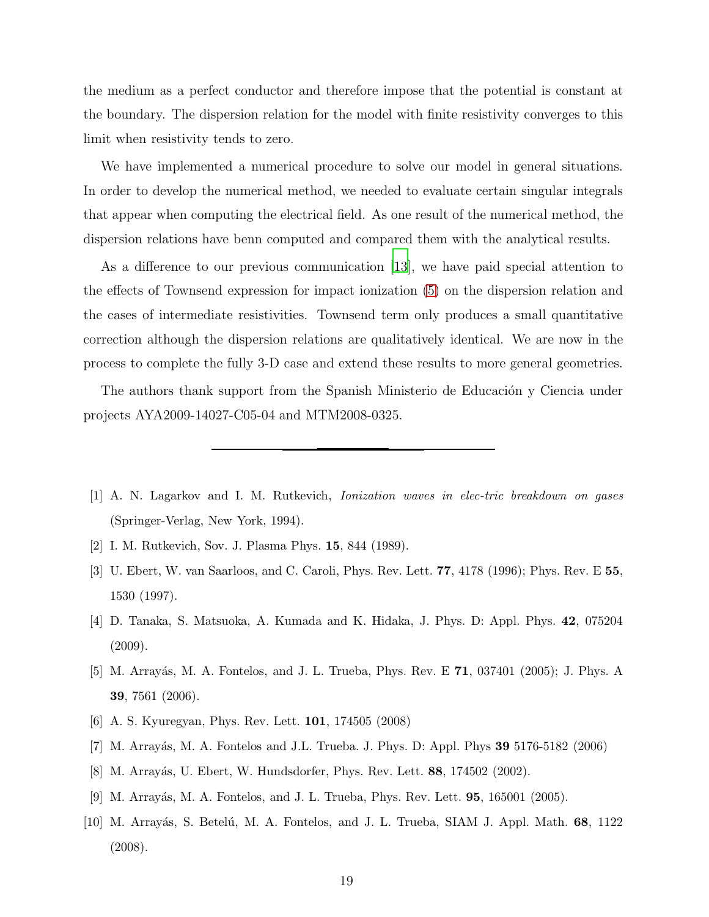the medium as a perfect conductor and therefore impose that the potential is constant at the boundary. The dispersion relation for the model with finite resistivity converges to this limit when resistivity tends to zero.

We have implemented a numerical procedure to solve our model in general situations. In order to develop the numerical method, we needed to evaluate certain singular integrals that appear when computing the electrical field. As one result of the numerical method, the dispersion relations have benn computed and compared them with the analytical results.

As a difference to our previous communication [13], we have paid special attention to the effects of Townsend expression for impact ionization (5) on the dispersion relation and the cases of intermediate resistivities. Townsend term only produces a small quantitative correction although the dispersion relations are qualitatively identical. We are now in the process to complete the fully 3-D case and extend these results to more general geometries.

The authors thank support from the Spanish Ministerio de Educación y Ciencia under projects AYA2009-14027-C05-04 and MTM2008-0325.

---

[1] A. N. Lagarkov and I. M. Rutkevich, *Ionization waves in elec-tric breakdown on gases* (Springer-Verlag, New York, 1994).

[2] I. M. Rutkevich, Sov. J. Plasma Phys. **15**, 844 (1989).

[3] U. Ebert, W. van Saarloos, and C. Caroli, Phys. Rev. Lett. **77**, 4178 (1996); Phys. Rev. E **55**, 1530 (1997).

[4] D. Tanaka, S. Matsuoka, A. Kumada and K. Hidaka, J. Phys. D: Appl. Phys. **42**, 075204 (2009).

[5] M. Arrayás, M. A. Fontelos, and J. L. Trueba, Phys. Rev. E **71**, 037401 (2005); J. Phys. A **39**, 7561 (2006).

[6] A. S. Kyuregyan, Phys. Rev. Lett. **101**, 174505 (2008)

[7] M. Arrayás, M. A. Fontelos and J.L. Trueba. J. Phys. D: Appl. Phys **39** 5176-5182 (2006)

[8] M. Arrayás, U. Ebert, W. Hundsdorfer, Phys. Rev. Lett. **88**, 174502 (2002).

[9] M. Arrayás, M. A. Fontelos, and J. L. Trueba, Phys. Rev. Lett. **95**, 165001 (2005).

[10] M. Arrayás, S. Betelú, M. A. Fontelos, and J. L. Trueba, SIAM J. Appl. Math. **68**, 1122 (2008).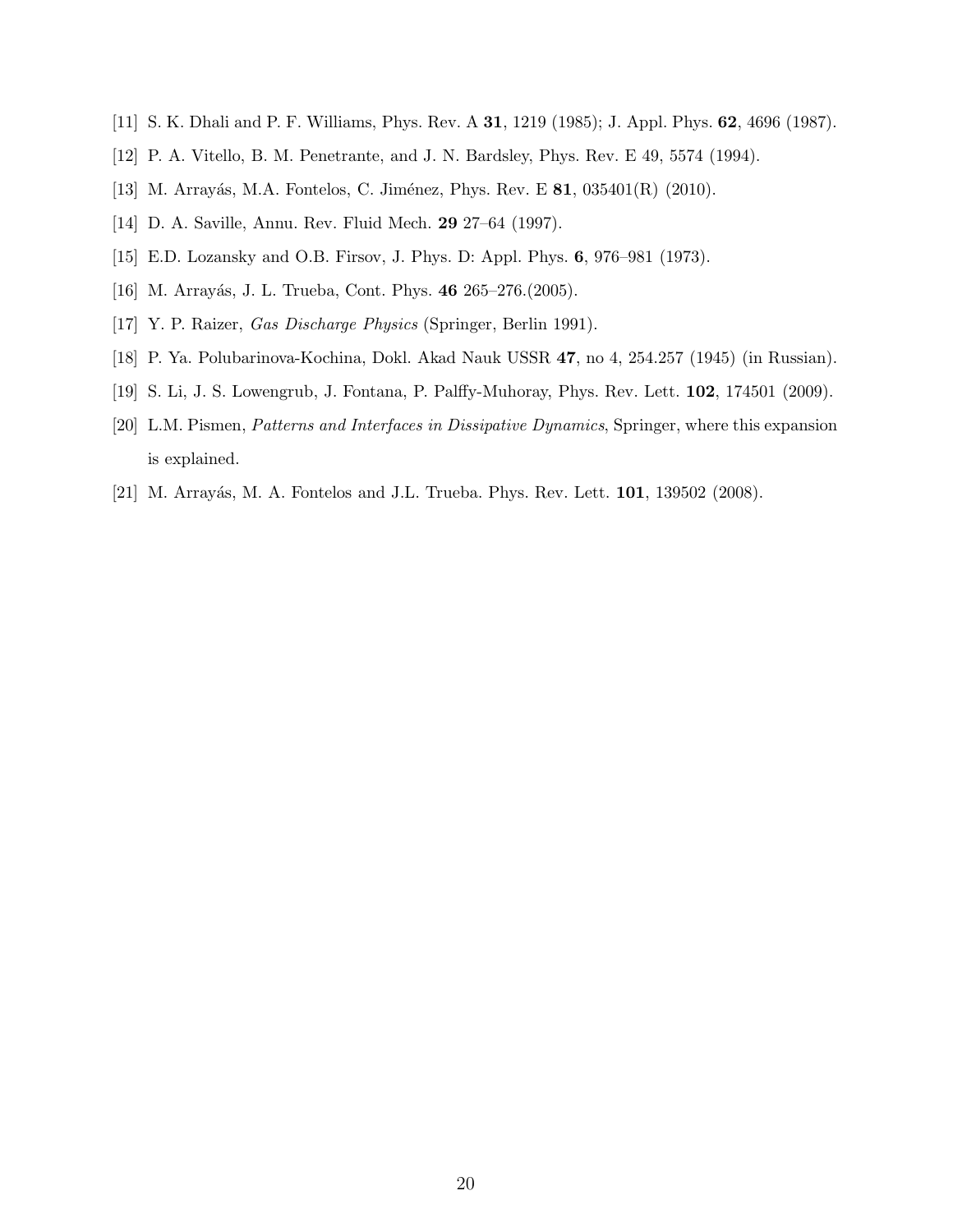[11] S. K. Dhali and P. F. Williams, Phys. Rev. A **31**, 1219 (1985); J. Appl. Phys. **62**, 4696 (1987).

[12] P. A. Vitello, B. M. Penetrante, and J. N. Bardsley, Phys. Rev. E 49, 5574 (1994).

[13] M. Arrayás, M.A. Fontelos, C. Jiménez, Phys. Rev. E **81**, 035401(R) (2010).

[14] D. A. Saville, Annu. Rev. Fluid Mech. **29** 27–64 (1997).

[15] E.D. Lozansky and O.B. Firsov, J. Phys. D: Appl. Phys. **6**, 976–981 (1973).

[16] M. Arrayás, J. L. Trueba, Cont. Phys. **46** 265–276.(2005).

[17] Y. P. Raizer, *Gas Discharge Physics* (Springer, Berlin 1991).

[18] P. Ya. Polubarinova-Kochina, Dokl. Akad Nauk USSR **47**, no 4, 254.257 (1945) (in Russian).

[19] S. Li, J. S. Lowengrub, J. Fontana, P. Palffy-Muhoray, Phys. Rev. Lett. **102**, 174501 (2009).

[20] L.M. Pismen, *Patterns and Interfaces in Dissipative Dynamics*, Springer, where this expansion is explained.

[21] M. Arrayás, M. A. Fontelos and J.L. Trueba. Phys. Rev. Lett. **101**, 139502 (2008).